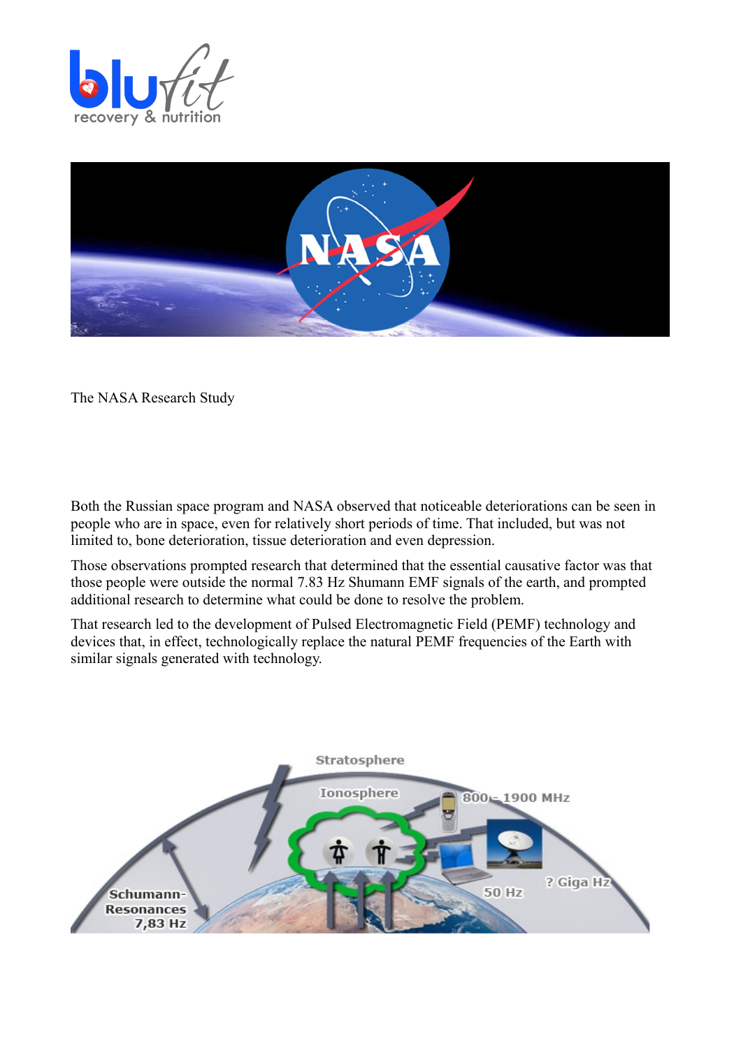The NASA Research Study

Both the Russian space program and NASA observed that noticeable deteriorations can be seen in people who are in space, even for relatively short periods of time. That included, but was not limited to, bone deterioration, tissue deterioration and even depression.

Those observations prompted research that determined that the essential causative factor was that those people were outside the normal 7.83 Hz Shumann EMF signals of the earth, and prompted additional research to determine what could be done to resolve the problem.

That research led to the development of Pulsed Electromagnetic Field (PEMF) technology and devices that, in effect, technologically replace the natural PEMF frequencies of the Earth with similar signals generated with technology.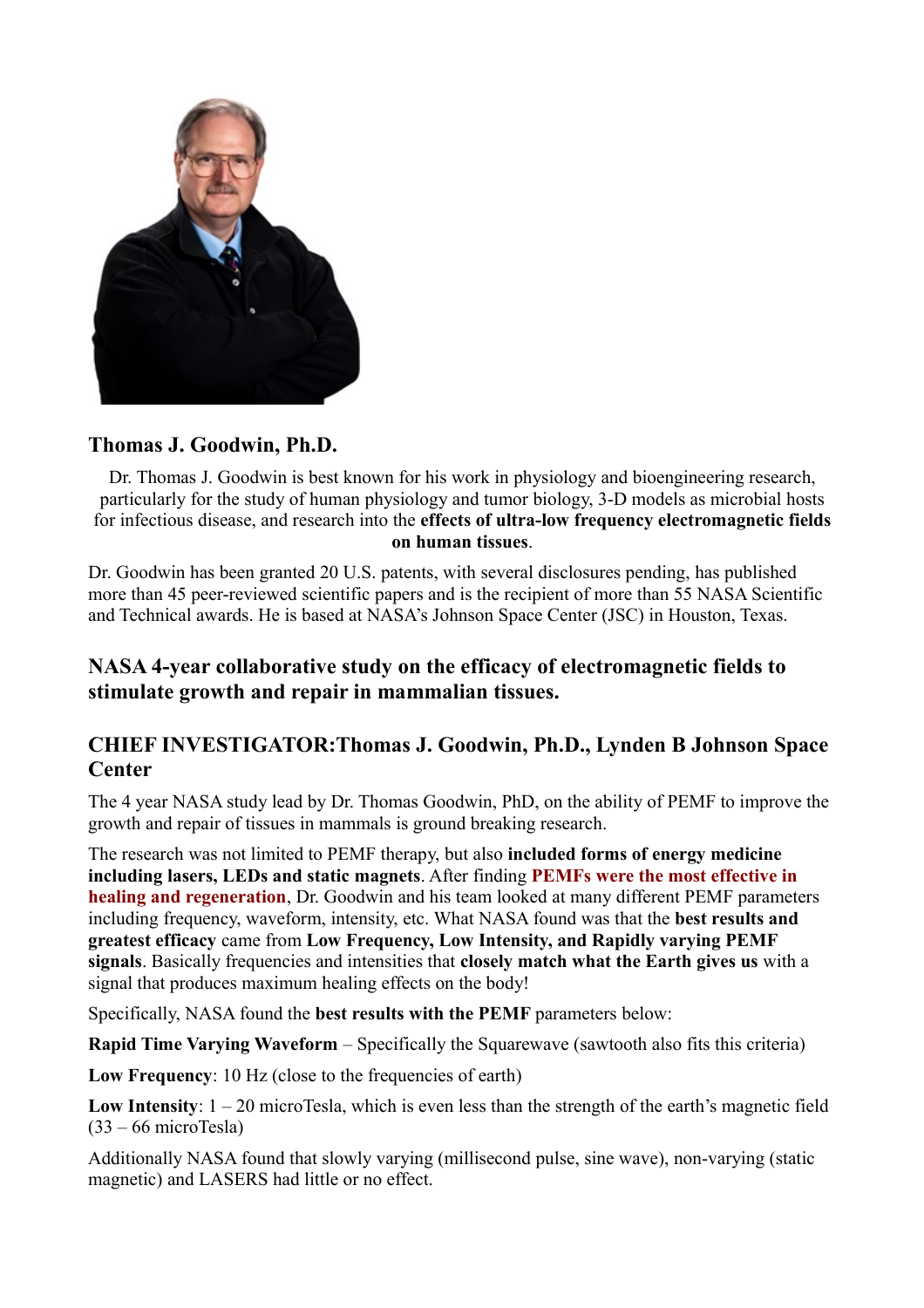### Thomas J. Goodwin, Ph.D.

Dr. Thomas J. Goodwin is best known for his work in physiology and bioengineering research, particularly for the study of human physiology and tumor biology, 3-D models as microbial hosts for infectious disease, and research into the **effects of ultra-low frequency electromagnetic fields on human tissues**.

Dr. Goodwin has been granted 20 U.S. patents, with several disclosures pending, has published more than 45 peer-reviewed scientific papers and is the recipient of more than 55 NASA Scientific and Technical awards. He is based at NASA's Johnson Space Center (JSC) in Houston, Texas.

## NASA 4-year collaborative study on the efficacy of electromagnetic fields to stimulate growth and repair in mammalian tissues.

### CHIEF INVESTIGATOR:Thomas J. Goodwin, Ph.D., Lynden B Johnson Space Center

The 4 year NASA study lead by Dr. Thomas Goodwin, PhD, on the ability of PEMF to improve the growth and repair of tissues in mammals is ground breaking research.

The research was not limited to PEMF therapy, but also **included forms of energy medicine including lasers, LEDs and static magnets**. After finding **PEMFs were the most effective in healing and regeneration**, Dr. Goodwin and his team looked at many different PEMF parameters including frequency, waveform, intensity, etc. What NASA found was that the **best results and greatest efficacy** came from **Low Frequency, Low Intensity, and Rapidly varying PEMF signals**. Basically frequencies and intensities that **closely match what the Earth gives us** with a signal that produces maximum healing effects on the body!

Specifically, NASA found the **best results with the PEMF** parameters below:

**Rapid Time Varying Waveform** – Specifically the Squarewave (sawtooth also fits this criteria)

**Low Frequency**: 10 Hz (close to the frequencies of earth)

**Low Intensity**: 1 – 20 microTesla, which is even less than the strength of the earth's magnetic field (33 – 66 microTesla)

Additionally NASA found that slowly varying (millisecond pulse, sine wave), non-varying (static magnetic) and LASERS had little or no effect.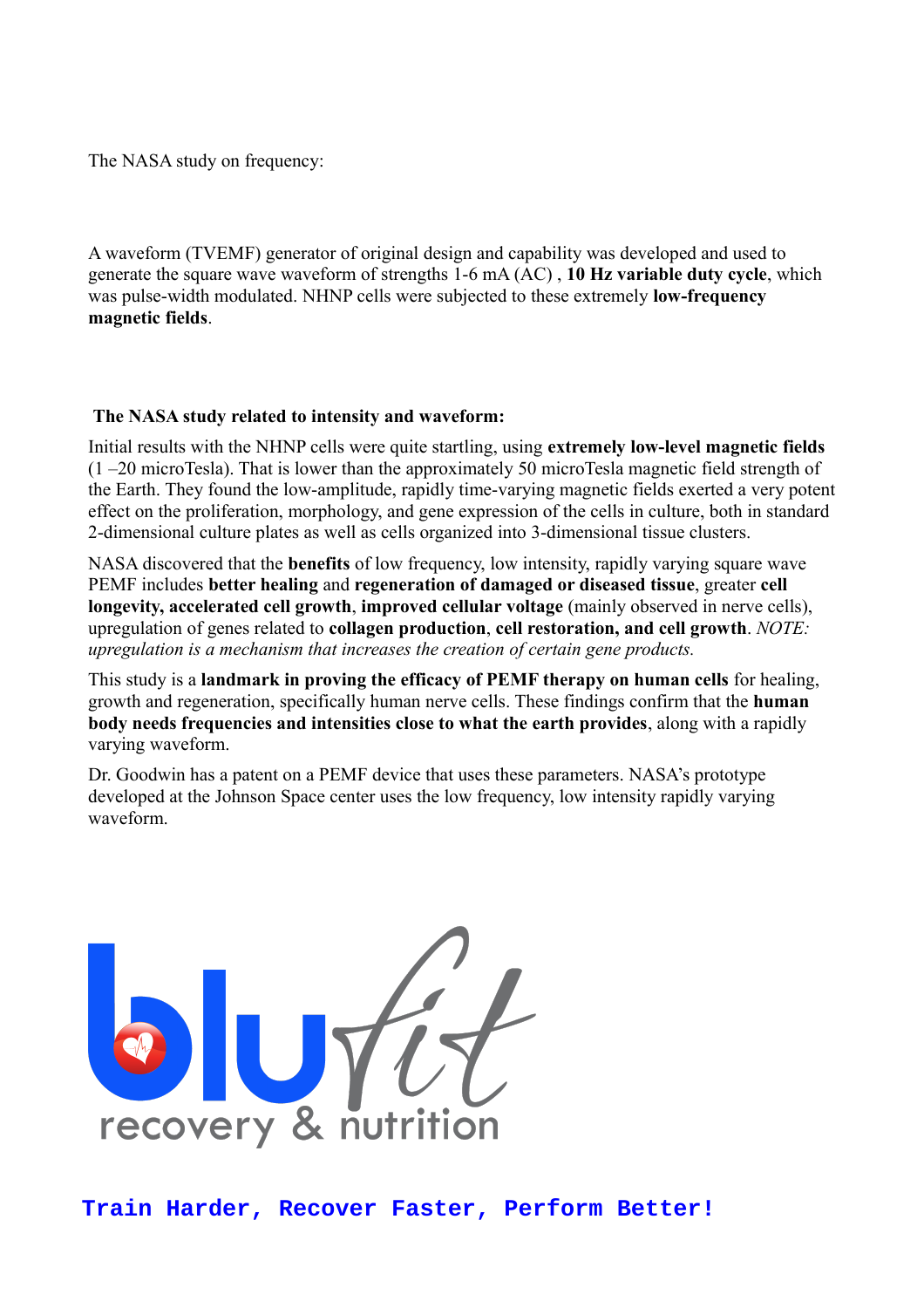The NASA study on frequency:

A waveform (TVEMF) generator of original design and capability was developed and used to generate the square wave waveform of strengths 1-6 mA (AC) , **10 Hz variable duty cycle**, which was pulse-width modulated. NHNP cells were subjected to these extremely **low-frequency magnetic fields**.

**The NASA study related to intensity and waveform:**

Initial results with the NHNP cells were quite startling, using **extremely low-level magnetic fields** (1 –20 microTesla). That is lower than the approximately 50 microTesla magnetic field strength of the Earth. They found the low-amplitude, rapidly time-varying magnetic fields exerted a very potent effect on the proliferation, morphology, and gene expression of the cells in culture, both in standard 2-dimensional culture plates as well as cells organized into 3-dimensional tissue clusters.

NASA discovered that the **benefits** of low frequency, low intensity, rapidly varying square wave PEMF includes **better healing** and **regeneration of damaged or diseased tissue**, greater **cell longevity, accelerated cell growth**, **improved cellular voltage** (mainly observed in nerve cells), upregulation of genes related to **collagen production**, **cell restoration, and cell growth**. *NOTE: upregulation is a mechanism that increases the creation of certain gene products.*

This study is a **landmark in proving the efficacy of PEMF therapy on human cells** for healing, growth and regeneration, specifically human nerve cells. These findings confirm that the **human body needs frequencies and intensities close to what the earth provides**, along with a rapidly varying waveform.

Dr. Goodwin has a patent on a PEMF device that uses these parameters. NASA's prototype developed at the Johnson Space center uses the low frequency, low intensity rapidly varying waveform.

blufit recovery & nutrition

**Train Harder, Recover Faster, Perform Better!**